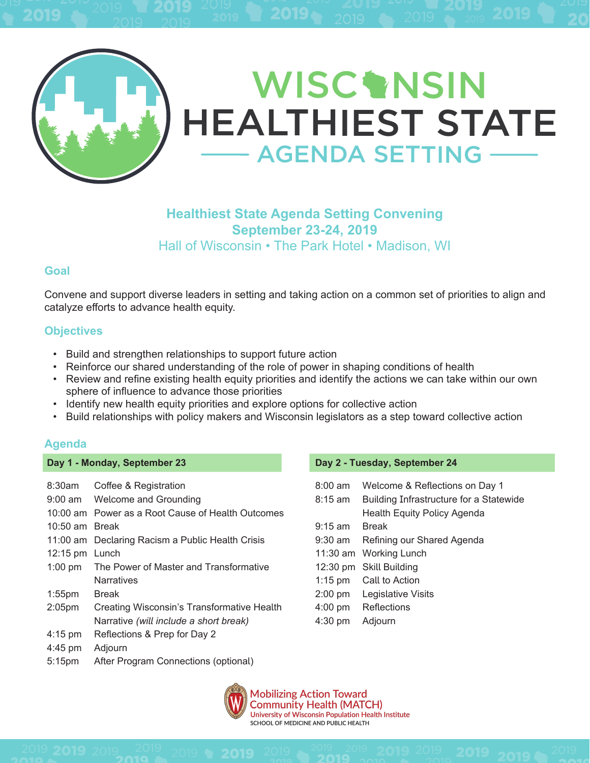# WISCONSIN HEALTHIEST STATE

## AGENDA SETTING

**Healthiest State Agenda Setting Convening**
**September 23-24, 2019**
Hall of Wisconsin • The Park Hotel • Madison, WI

### Goal

Convene and support diverse leaders in setting and taking action on a common set of priorities to align and catalyze efforts to advance health equity.

### Objectives

- Build and strengthen relationships to support future action
- Reinforce our shared understanding of the role of power in shaping conditions of health
- Review and refine existing health equity priorities and identify the actions we can take within our own sphere of influence to advance those priorities
- Identify new health equity priorities and explore options for collective action
- Build relationships with policy makers and Wisconsin legislators as a step toward collective action

### Agenda

**Day 1 - Monday, September 23**

| Time | Session |
|---|---|
| 8:30am | Coffee & Registration |
| 9:00 am | Welcome and Grounding |
| 10:00 am | Power as a Root Cause of Health Outcomes |
| 10:50 am | Break |
| 11:00 am | Declaring Racism a Public Health Crisis |
| 12:15 pm | Lunch |
| 1:00 pm | The Power of Master and Transformative Narratives |
| 1:55pm | Break |
| 2:05pm | Creating Wisconsin's Transformative Health Narrative *(will include a short break)* |
| 4:15 pm | Reflections & Prep for Day 2 |
| 4:45 pm | Adjourn |
| 5:15pm | After Program Connections (optional) |

**Day 2 - Tuesday, September 24**

| Time | Session |
|---|---|
| 8:00 am | Welcome & Reflections on Day 1 |
| 8:15 am | Building Infrastructure for a Statewide Health Equity Policy Agenda |
| 9:15 am | Break |
| 9:30 am | Refining our Shared Agenda |
| 11:30 am | Working Lunch |
| 12:30 pm | Skill Building |
| 1:15 pm | Call to Action |
| 2:00 pm | Legislative Visits |
| 4:00 pm | Reflections |
| 4:30 pm | Adjourn |

Mobilizing Action Toward Community Health (MATCH)
University of Wisconsin Population Health Institute
SCHOOL OF MEDICINE AND PUBLIC HEALTH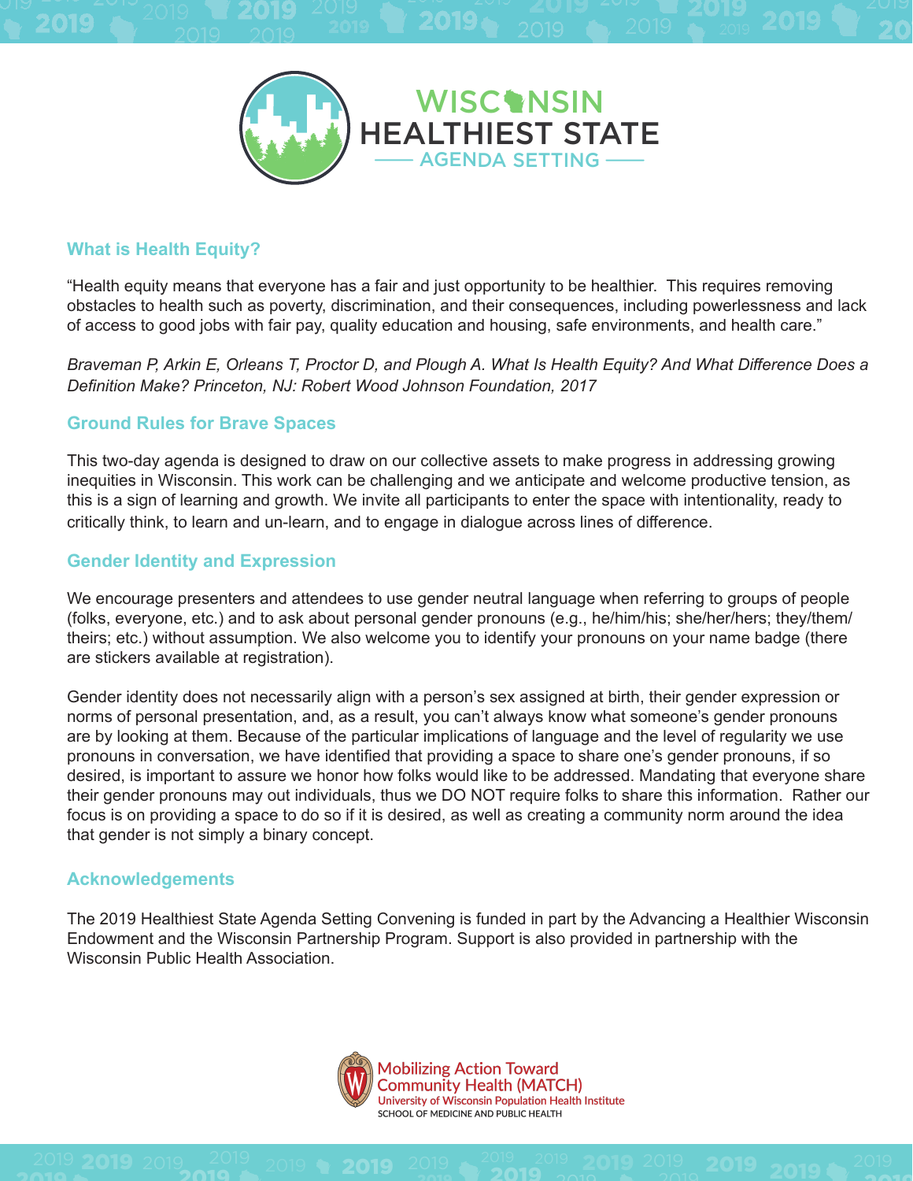WISCONSIN HEALTHIEST STATE
AGENDA SETTING

## What is Health Equity?

"Health equity means that everyone has a fair and just opportunity to be healthier. This requires removing obstacles to health such as poverty, discrimination, and their consequences, including powerlessness and lack of access to good jobs with fair pay, quality education and housing, safe environments, and health care."

*Braveman P, Arkin E, Orleans T, Proctor D, and Plough A. What Is Health Equity? And What Difference Does a Definition Make? Princeton, NJ: Robert Wood Johnson Foundation, 2017*

## Ground Rules for Brave Spaces

This two-day agenda is designed to draw on our collective assets to make progress in addressing growing inequities in Wisconsin. This work can be challenging and we anticipate and welcome productive tension, as this is a sign of learning and growth. We invite all participants to enter the space with intentionality, ready to critically think, to learn and un-learn, and to engage in dialogue across lines of difference.

## Gender Identity and Expression

We encourage presenters and attendees to use gender neutral language when referring to groups of people (folks, everyone, etc.) and to ask about personal gender pronouns (e.g., he/him/his; she/her/hers; they/them/theirs; etc.) without assumption. We also welcome you to identify your pronouns on your name badge (there are stickers available at registration).

Gender identity does not necessarily align with a person's sex assigned at birth, their gender expression or norms of personal presentation, and, as a result, you can't always know what someone's gender pronouns are by looking at them. Because of the particular implications of language and the level of regularity we use pronouns in conversation, we have identified that providing a space to share one's gender pronouns, if so desired, is important to assure we honor how folks would like to be addressed. Mandating that everyone share their gender pronouns may out individuals, thus we DO NOT require folks to share this information. Rather our focus is on providing a space to do so if it is desired, as well as creating a community norm around the idea that gender is not simply a binary concept.

## Acknowledgements

The 2019 Healthiest State Agenda Setting Convening is funded in part by the Advancing a Healthier Wisconsin Endowment and the Wisconsin Partnership Program. Support is also provided in partnership with the Wisconsin Public Health Association.

Mobilizing Action Toward Community Health (MATCH)
University of Wisconsin Population Health Institute
SCHOOL OF MEDICINE AND PUBLIC HEALTH